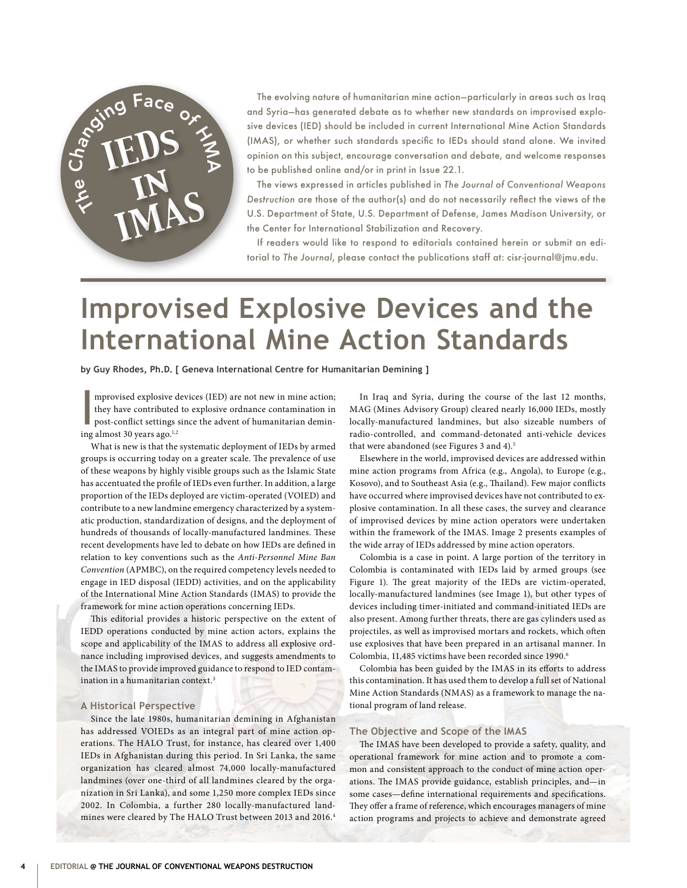**The Changing Face of HMA: IEDS IN IMAS**

The evolving nature of humanitarian mine action—particularly in areas such as Iraq and Syria—has generated debate as to whether new standards on improvised explosive devices (IED) should be included in current International Mine Action Standards (IMAS), or whether such standards specific to IEDs should stand alone. We invited opinion on this subject, encourage conversation and debate, and welcome responses to be published online and/or in print in Issue 22.1.

The views expressed in articles published in *The Journal of Conventional Weapons Destruction* are those of the author(s) and do not necessarily reflect the views of the U.S. Department of State, U.S. Department of Defense, James Madison University, or the Center for International Stabilization and Recovery.

If readers would like to respond to editorials contained herein or submit an editorial to *The Journal*, please contact the publications staff at: cisr-journal@jmu.edu.

# Improvised Explosive Devices and the International Mine Action Standards

**by Guy Rhodes, Ph.D. [ Geneva International Centre for Humanitarian Demining ]**

Improvised explosive devices (IED) are not new in mine action; they have contributed to explosive ordnance contamination in post-conflict settings since the advent of humanitarian demining almost 30 years ago.[1,2]

What is new is that the systematic deployment of IEDs by armed groups is occurring today on a greater scale. The prevalence of use of these weapons by highly visible groups such as the Islamic State has accentuated the profile of IEDs even further. In addition, a large proportion of the IEDs deployed are victim-operated (VOIED) and contribute to a new landmine emergency characterized by a systematic production, standardization of designs, and the deployment of hundreds of thousands of locally-manufactured landmines. These recent developments have led to debate on how IEDs are defined in relation to key conventions such as the *Anti-Personnel Mine Ban Convention* (APMBC), on the required competency levels needed to engage in IED disposal (IEDD) activities, and on the applicability of the International Mine Action Standards (IMAS) to provide the framework for mine action operations concerning IEDs.

This editorial provides a historic perspective on the extent of IEDD operations conducted by mine action actors, explains the scope and applicability of the IMAS to address all explosive ordnance including improvised devices, and suggests amendments to the IMAS to provide improved guidance to respond to IED contamination in a humanitarian context.[3]

### A Historical Perspective

Since the late 1980s, humanitarian demining in Afghanistan has addressed VOIEDs as an integral part of mine action operations. The HALO Trust, for instance, has cleared over 1,400 IEDs in Afghanistan during this period. In Sri Lanka, the same organization has cleared almost 74,000 locally-manufactured landmines (over one-third of all landmines cleared by the organization in Sri Lanka), and some 1,250 more complex IEDs since 2002. In Colombia, a further 280 locally-manufactured landmines were cleared by The HALO Trust between 2013 and 2016.[4]

In Iraq and Syria, during the course of the last 12 months, MAG (Mines Advisory Group) cleared nearly 16,000 IEDs, mostly locally-manufactured landmines, but also sizeable numbers of radio-controlled, and command-detonated anti-vehicle devices that were abandoned (see Figures 3 and 4).[5]

Elsewhere in the world, improvised devices are addressed within mine action programs from Africa (e.g., Angola), to Europe (e.g., Kosovo), and to Southeast Asia (e.g., Thailand). Few major conflicts have occurred where improvised devices have not contributed to explosive contamination. In all these cases, the survey and clearance of improvised devices by mine action operators were undertaken within the framework of the IMAS. Image 2 presents examples of the wide array of IEDs addressed by mine action operators.

Colombia is a case in point. A large portion of the territory in Colombia is contaminated with IEDs laid by armed groups (see Figure 1). The great majority of the IEDs are victim-operated, locally-manufactured landmines (see Image 1), but other types of devices including timer-initiated and command-initiated IEDs are also present. Among further threats, there are gas cylinders used as projectiles, as well as improvised mortars and rockets, which often use explosives that have been prepared in an artisanal manner. In Colombia, 11,485 victims have been recorded since 1990.[6]

Colombia has been guided by the IMAS in its efforts to address this contamination. It has used them to develop a full set of National Mine Action Standards (NMAS) as a framework to manage the national program of land release.

### The Objective and Scope of the IMAS

The IMAS have been developed to provide a safety, quality, and operational framework for mine action and to promote a common and consistent approach to the conduct of mine action operations. The IMAS provide guidance, establish principles, and—in some cases—define international requirements and specifications. They offer a frame of reference, which encourages managers of mine action programs and projects to achieve and demonstrate agreed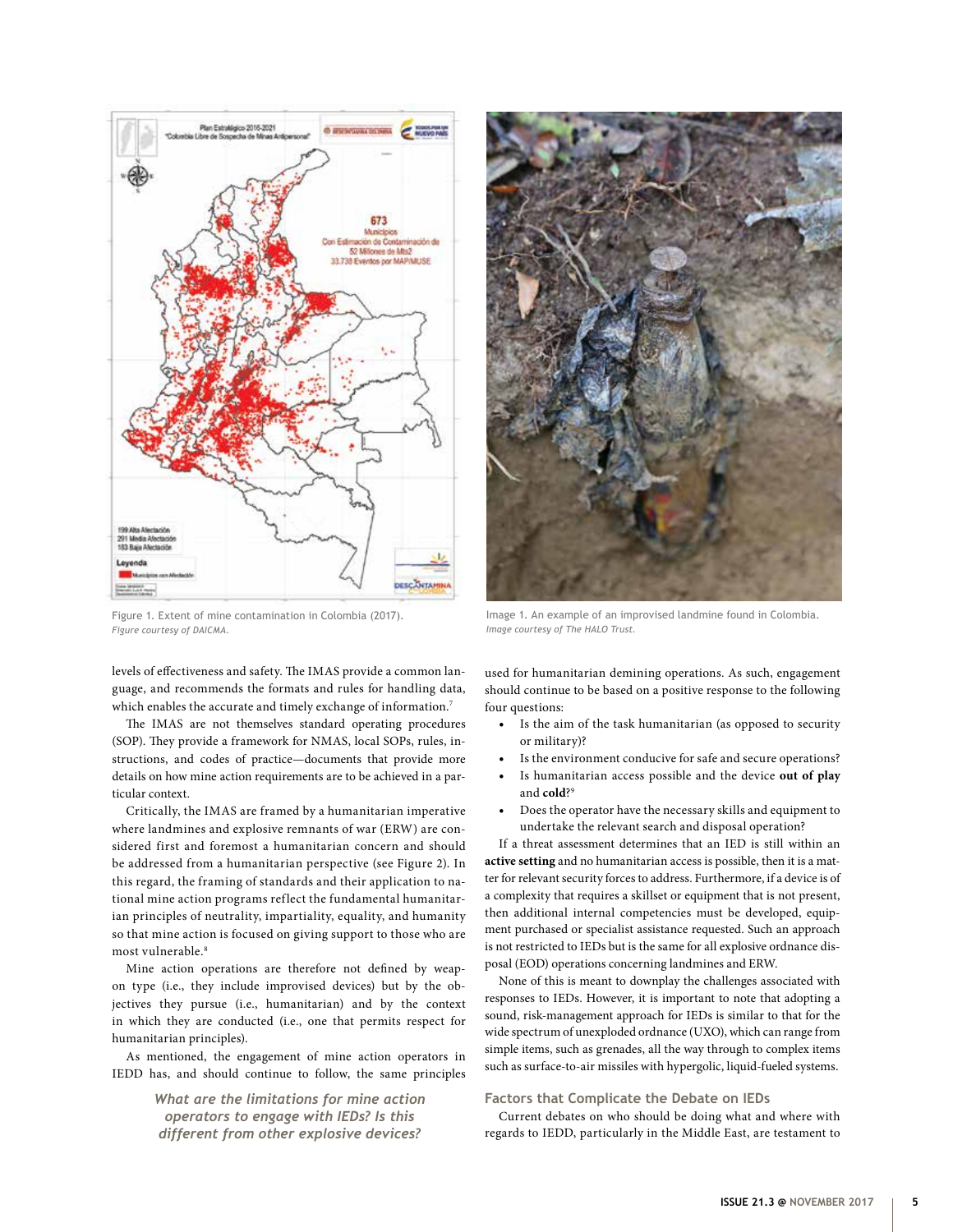Figure 1. Extent of mine contamination in Colombia (2017).
*Figure courtesy of DAICMA.*

Image 1. An example of an improvised landmine found in Colombia.
*Image courtesy of The HALO Trust.*

levels of effectiveness and safety. The IMAS provide a common language, and recommends the formats and rules for handling data, which enables the accurate and timely exchange of information.[7]

The IMAS are not themselves standard operating procedures (SOP). They provide a framework for NMAS, local SOPs, rules, instructions, and codes of practice—documents that provide more details on how mine action requirements are to be achieved in a particular context.

Critically, the IMAS are framed by a humanitarian imperative where landmines and explosive remnants of war (ERW) are considered first and foremost a humanitarian concern and should be addressed from a humanitarian perspective (see Figure 2). In this regard, the framing of standards and their application to national mine action programs reflect the fundamental humanitarian principles of neutrality, impartiality, equality, and humanity so that mine action is focused on giving support to those who are most vulnerable.[8]

Mine action operations are therefore not defined by weapon type (i.e., they include improvised devices) but by the objectives they pursue (i.e., humanitarian) and by the context in which they are conducted (i.e., one that permits respect for humanitarian principles).

As mentioned, the engagement of mine action operators in IEDD has, and should continue to follow, the same principles used for humanitarian demining operations. As such, engagement should continue to be based on a positive response to the following four questions:

- Is the aim of the task humanitarian (as opposed to security or military)?
- Is the environment conducive for safe and secure operations?
- Is humanitarian access possible and the device **out of play** and **cold**?[9]
- Does the operator have the necessary skills and equipment to undertake the relevant search and disposal operation?

If a threat assessment determines that an IED is still within an **active setting** and no humanitarian access is possible, then it is a matter for relevant security forces to address. Furthermore, if a device is of a complexity that requires a skillset or equipment that is not present, then additional internal competencies must be developed, equipment purchased or specialist assistance requested. Such an approach is not restricted to IEDs but is the same for all explosive ordnance disposal (EOD) operations concerning landmines and ERW.

*What are the limitations for mine action operators to engage with IEDs? Is this different from other explosive devices?*

None of this is meant to downplay the challenges associated with responses to IEDs. However, it is important to note that adopting a sound, risk-management approach for IEDs is similar to that for the wide spectrum of unexploded ordnance (UXO), which can range from simple items, such as grenades, all the way through to complex items such as surface-to-air missiles with hypergolic, liquid-fueled systems.

### Factors that Complicate the Debate on IEDs

Current debates on who should be doing what and where with regards to IEDD, particularly in the Middle East, are testament to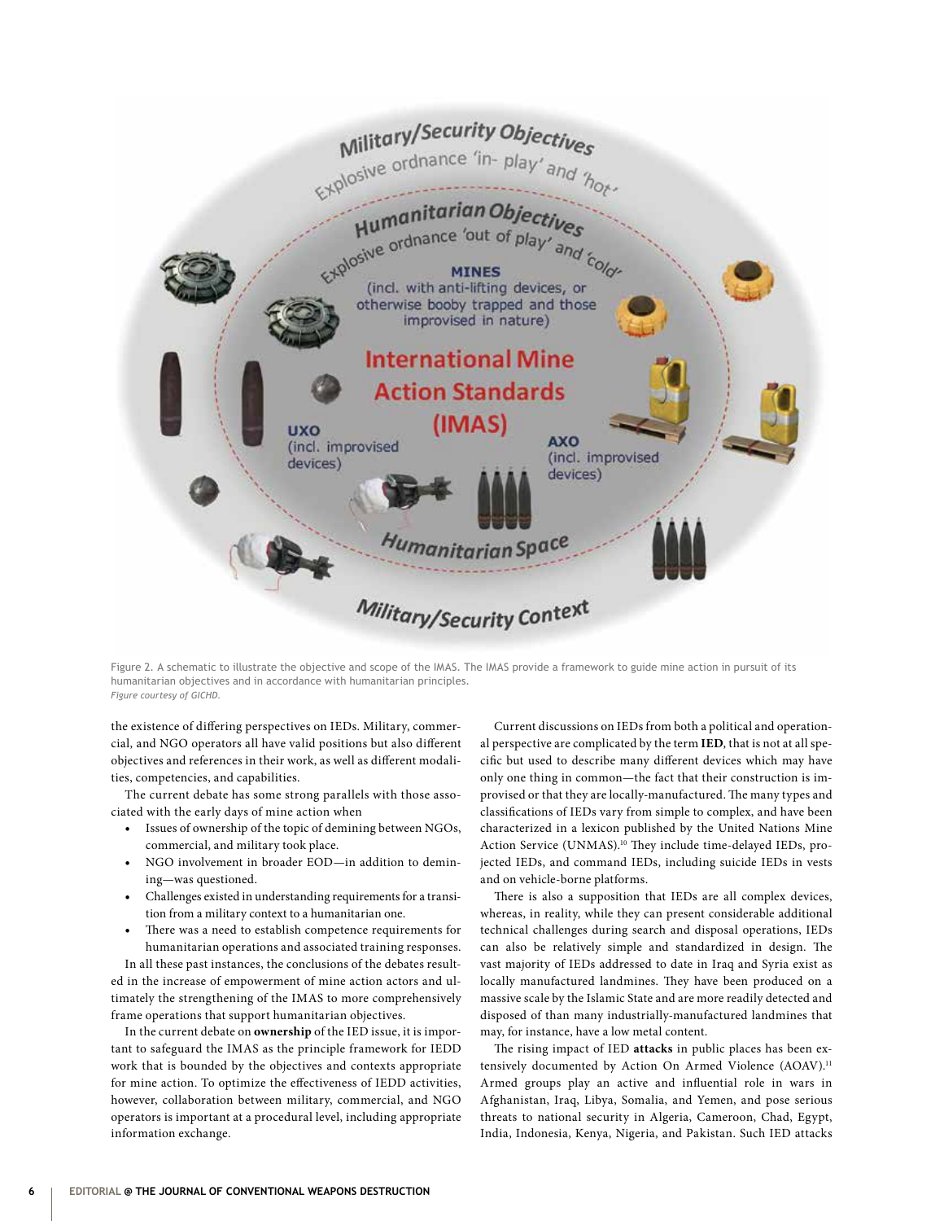Figure 2. A schematic to illustrate the objective and scope of the IMAS. The IMAS provide a framework to guide mine action in pursuit of its humanitarian objectives and in accordance with humanitarian principles.
*Figure courtesy of GICHD.*

the existence of differing perspectives on IEDs. Military, commercial, and NGO operators all have valid positions but also different objectives and references in their work, as well as different modalities, competencies, and capabilities.

The current debate has some strong parallels with those associated with the early days of mine action when

- Issues of ownership of the topic of demining between NGOs, commercial, and military took place.
- NGO involvement in broader EOD—in addition to demining—was questioned.
- Challenges existed in understanding requirements for a transition from a military context to a humanitarian one.
- There was a need to establish competence requirements for humanitarian operations and associated training responses.

In all these past instances, the conclusions of the debates resulted in the increase of empowerment of mine action actors and ultimately the strengthening of the IMAS to more comprehensively frame operations that support humanitarian objectives.

In the current debate on **ownership** of the IED issue, it is important to safeguard the IMAS as the principle framework for IEDD work that is bounded by the objectives and contexts appropriate for mine action. To optimize the effectiveness of IEDD activities, however, collaboration between military, commercial, and NGO operators is important at a procedural level, including appropriate information exchange.

Current discussions on IEDs from both a political and operational perspective are complicated by the term **IED**, that is not at all specific but used to describe many different devices which may have only one thing in common—the fact that their construction is improvised or that they are locally-manufactured. The many types and classifications of IEDs vary from simple to complex, and have been characterized in a lexicon published by the United Nations Mine Action Service (UNMAS).[10] They include time-delayed IEDs, projected IEDs, and command IEDs, including suicide IEDs in vests and on vehicle-borne platforms.

There is also a supposition that IEDs are all complex devices, whereas, in reality, while they can present considerable additional technical challenges during search and disposal operations, IEDs can also be relatively simple and standardized in design. The vast majority of IEDs addressed to date in Iraq and Syria exist as locally manufactured landmines. They have been produced on a massive scale by the Islamic State and are more readily detected and disposed of than many industrially-manufactured landmines that may, for instance, have a low metal content.

The rising impact of IED **attacks** in public places has been extensively documented by Action On Armed Violence (AOAV).[11] Armed groups play an active and influential role in wars in Afghanistan, Iraq, Libya, Somalia, and Yemen, and pose serious threats to national security in Algeria, Cameroon, Chad, Egypt, India, Indonesia, Kenya, Nigeria, and Pakistan. Such IED attacks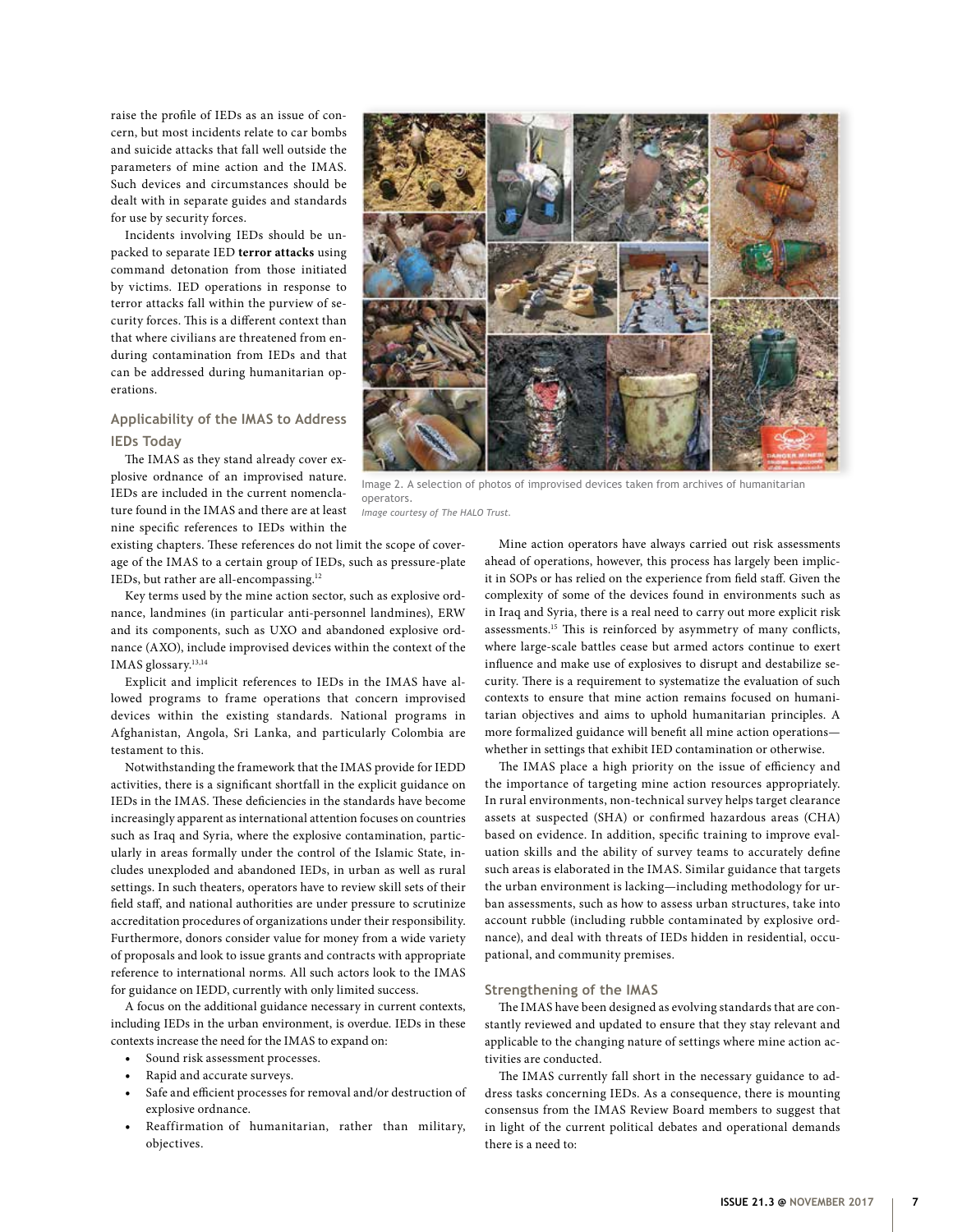raise the profile of IEDs as an issue of concern, but most incidents relate to car bombs and suicide attacks that fall well outside the parameters of mine action and the IMAS. Such devices and circumstances should be dealt with in separate guides and standards for use by security forces.

Incidents involving IEDs should be unpacked to separate IED **terror attacks** using command detonation from those initiated by victims. IED operations in response to terror attacks fall within the purview of security forces. This is a different context than that where civilians are threatened from enduring contamination from IEDs and that can be addressed during humanitarian operations.

### Applicability of the IMAS to Address IEDs Today

The IMAS as they stand already cover explosive ordnance of an improvised nature. IEDs are included in the current nomenclature found in the IMAS and there are at least nine specific references to IEDs within the existing chapters. These references do not limit the scope of coverage of the IMAS to a certain group of IEDs, such as pressure-plate IEDs, but rather are all-encompassing.[12]

Key terms used by the mine action sector, such as explosive ordnance, landmines (in particular anti-personnel landmines), ERW and its components, such as UXO and abandoned explosive ordnance (AXO), include improvised devices within the context of the IMAS glossary.[13,14]

Explicit and implicit references to IEDs in the IMAS have allowed programs to frame operations that concern improvised devices within the existing standards. National programs in Afghanistan, Angola, Sri Lanka, and particularly Colombia are testament to this.

Notwithstanding the framework that the IMAS provide for IEDD activities, there is a significant shortfall in the explicit guidance on IEDs in the IMAS. These deficiencies in the standards have become increasingly apparent as international attention focuses on countries such as Iraq and Syria, where the explosive contamination, particularly in areas formally under the control of the Islamic State, includes unexploded and abandoned IEDs, in urban as well as rural settings. In such theaters, operators have to review skill sets of their field staff, and national authorities are under pressure to scrutinize accreditation procedures of organizations under their responsibility. Furthermore, donors consider value for money from a wide variety of proposals and look to issue grants and contracts with appropriate reference to international norms. All such actors look to the IMAS for guidance on IEDD, currently with only limited success.

A focus on the additional guidance necessary in current contexts, including IEDs in the urban environment, is overdue. IEDs in these contexts increase the need for the IMAS to expand on:

- Sound risk assessment processes.
- Rapid and accurate surveys.
- Safe and efficient processes for removal and/or destruction of explosive ordnance.
- Reaffirmation of humanitarian, rather than military, objectives.

Image 2. A selection of photos of improvised devices taken from archives of humanitarian operators.
*Image courtesy of The HALO Trust.*

Mine action operators have always carried out risk assessments ahead of operations, however, this process has largely been implicit in SOPs or has relied on the experience from field staff. Given the complexity of some of the devices found in environments such as in Iraq and Syria, there is a real need to carry out more explicit risk assessments.[15] This is reinforced by asymmetry of many conflicts, where large-scale battles cease but armed actors continue to exert influence and make use of explosives to disrupt and destabilize security. There is a requirement to systematize the evaluation of such contexts to ensure that mine action remains focused on humanitarian objectives and aims to uphold humanitarian principles. A more formalized guidance will benefit all mine action operations—whether in settings that exhibit IED contamination or otherwise.

The IMAS place a high priority on the issue of efficiency and the importance of targeting mine action resources appropriately. In rural environments, non-technical survey helps target clearance assets at suspected (SHA) or confirmed hazardous areas (CHA) based on evidence. In addition, specific training to improve evaluation skills and the ability of survey teams to accurately define such areas is elaborated in the IMAS. Similar guidance that targets the urban environment is lacking—including methodology for urban assessments, such as how to assess urban structures, take into account rubble (including rubble contaminated by explosive ordnance), and deal with threats of IEDs hidden in residential, occupational, and community premises.

### Strengthening of the IMAS

The IMAS have been designed as evolving standards that are constantly reviewed and updated to ensure that they stay relevant and applicable to the changing nature of settings where mine action activities are conducted.

The IMAS currently fall short in the necessary guidance to address tasks concerning IEDs. As a consequence, there is mounting consensus from the IMAS Review Board members to suggest that in light of the current political debates and operational demands there is a need to: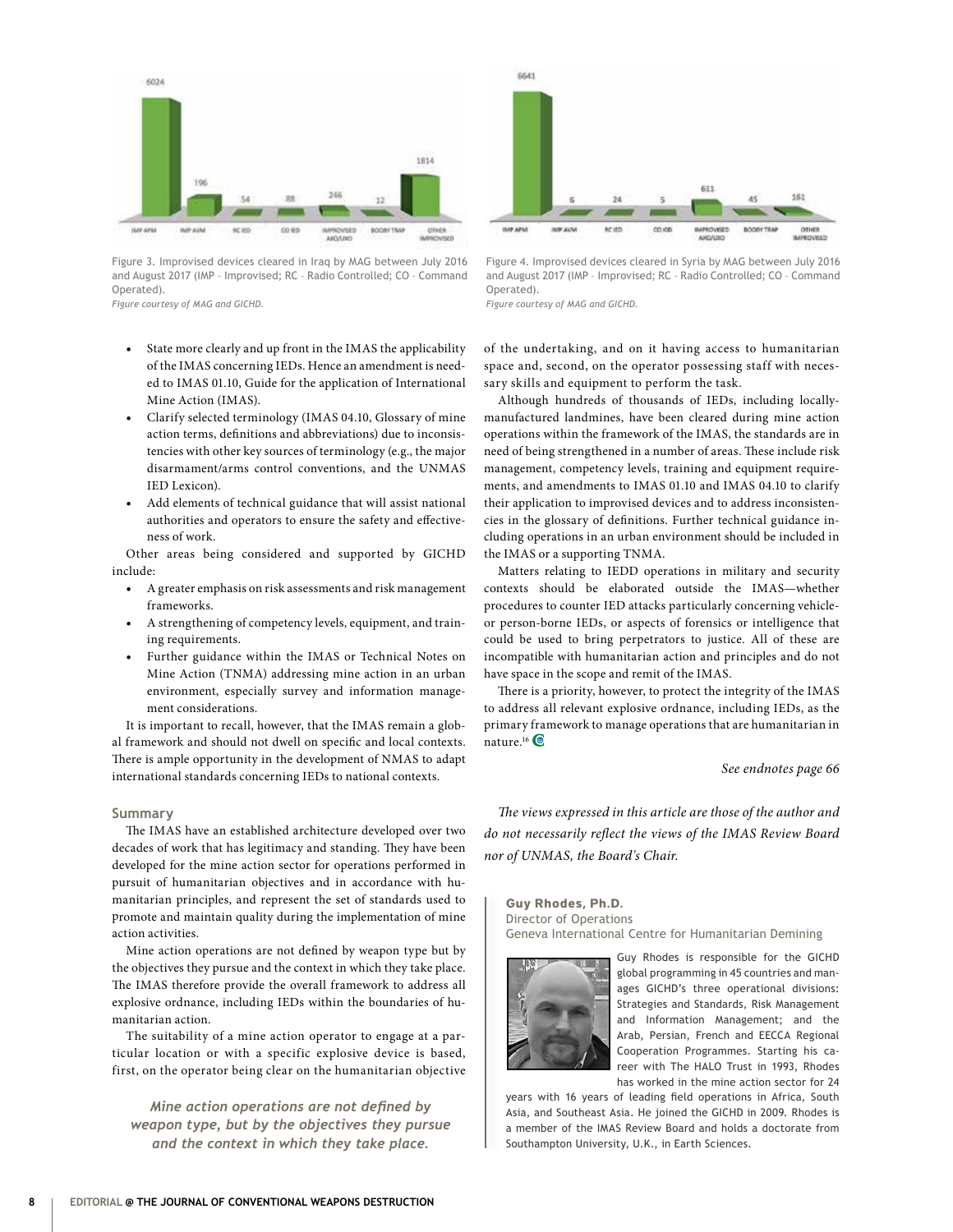6024

196

54

88

246

12

1814

IMP APM

IMP AVM

RC IED

CO IED

IMPROVISED AXO/UXO

BOOBY TRAP

OTHER IMPROVISED

Figure 3. Improvised devices cleared in Iraq by MAG between July 2016 and August 2017 (IMP - Improvised; RC - Radio Controlled; CO - Command Operated).

*Figure courtesy of MAG and GICHD.*

6641

6

24

5

611

45

161

IMP APM

IMP AVM

RC IED

CO IED

IMPROVISED AXO/UXO

BOOBY TRAP

OTHER IMPROVISED

Figure 4. Improvised devices cleared in Syria by MAG between July 2016 and August 2017 (IMP - Improvised; RC - Radio Controlled; CO - Command Operated).

*Figure courtesy of MAG and GICHD.*

- State more clearly and up front in the IMAS the applicability of the IMAS concerning IEDs. Hence an amendment is needed to IMAS 01.10, Guide for the application of International Mine Action (IMAS).
- Clarify selected terminology (IMAS 04.10, Glossary of mine action terms, definitions and abbreviations) due to inconsistencies with other key sources of terminology (e.g., the major disarmament/arms control conventions, and the UNMAS IED Lexicon).
- Add elements of technical guidance that will assist national authorities and operators to ensure the safety and effectiveness of work.

Other areas being considered and supported by GICHD include:

- A greater emphasis on risk assessments and risk management frameworks.
- A strengthening of competency levels, equipment, and training requirements.
- Further guidance within the IMAS or Technical Notes on Mine Action (TNMA) addressing mine action in an urban environment, especially survey and information management considerations.

It is important to recall, however, that the IMAS remain a global framework and should not dwell on specific and local contexts. There is ample opportunity in the development of NMAS to adapt international standards concerning IEDs to national contexts.

## Summary

The IMAS have an established architecture developed over two decades of work that has legitimacy and standing. They have been developed for the mine action sector for operations performed in pursuit of humanitarian objectives and in accordance with humanitarian principles, and represent the set of standards used to promote and maintain quality during the implementation of mine action activities.

Mine action operations are not defined by weapon type but by the objectives they pursue and the context in which they take place. The IMAS therefore provide the overall framework to address all explosive ordnance, including IEDs within the boundaries of humanitarian action.

The suitability of a mine action operator to engage at a particular location or with a specific explosive device is based, first, on the operator being clear on the humanitarian objective of the undertaking, and on it having access to humanitarian space and, second, on the operator possessing staff with necessary skills and equipment to perform the task.

*Mine action operations are not defined by weapon type, but by the objectives they pursue and the context in which they take place.*

Although hundreds of thousands of IEDs, including locally-manufactured landmines, have been cleared during mine action operations within the framework of the IMAS, the standards are in need of being strengthened in a number of areas. These include risk management, competency levels, training and equipment requirements, and amendments to IMAS 01.10 and IMAS 04.10 to clarify their application to improvised devices and to address inconsistencies in the glossary of definitions. Further technical guidance including operations in an urban environment should be included in the IMAS or a supporting TNMA.

Matters relating to IEDD operations in military and security contexts should be elaborated outside the IMAS—whether procedures to counter IED attacks particularly concerning vehicle- or person-borne IEDs, or aspects of forensics or intelligence that could be used to bring perpetrators to justice. All of these are incompatible with humanitarian action and principles and do not have space in the scope and remit of the IMAS.

There is a priority, however, to protect the integrity of the IMAS to address all relevant explosive ordnance, including IEDs, as the primary framework to manage operations that are humanitarian in nature.[16]

*See endnotes page 66*

*The views expressed in this article are those of the author and do not necessarily reflect the views of the IMAS Review Board nor of UNMAS, the Board's Chair.*

**Guy Rhodes, Ph.D.**
Director of Operations
Geneva International Centre for Humanitarian Demining

Guy Rhodes is responsible for the GICHD global programming in 45 countries and manages GICHD's three operational divisions: Strategies and Standards, Risk Management and Information Management; and the Arab, Persian, French and EECCA Regional Cooperation Programmes. Starting his career with The HALO Trust in 1993, Rhodes has worked in the mine action sector for 24 years with 16 years of leading field operations in Africa, South Asia, and Southeast Asia. He joined the GICHD in 2009. Rhodes is a member of the IMAS Review Board and holds a doctorate from Southampton University, U.K., in Earth Sciences.